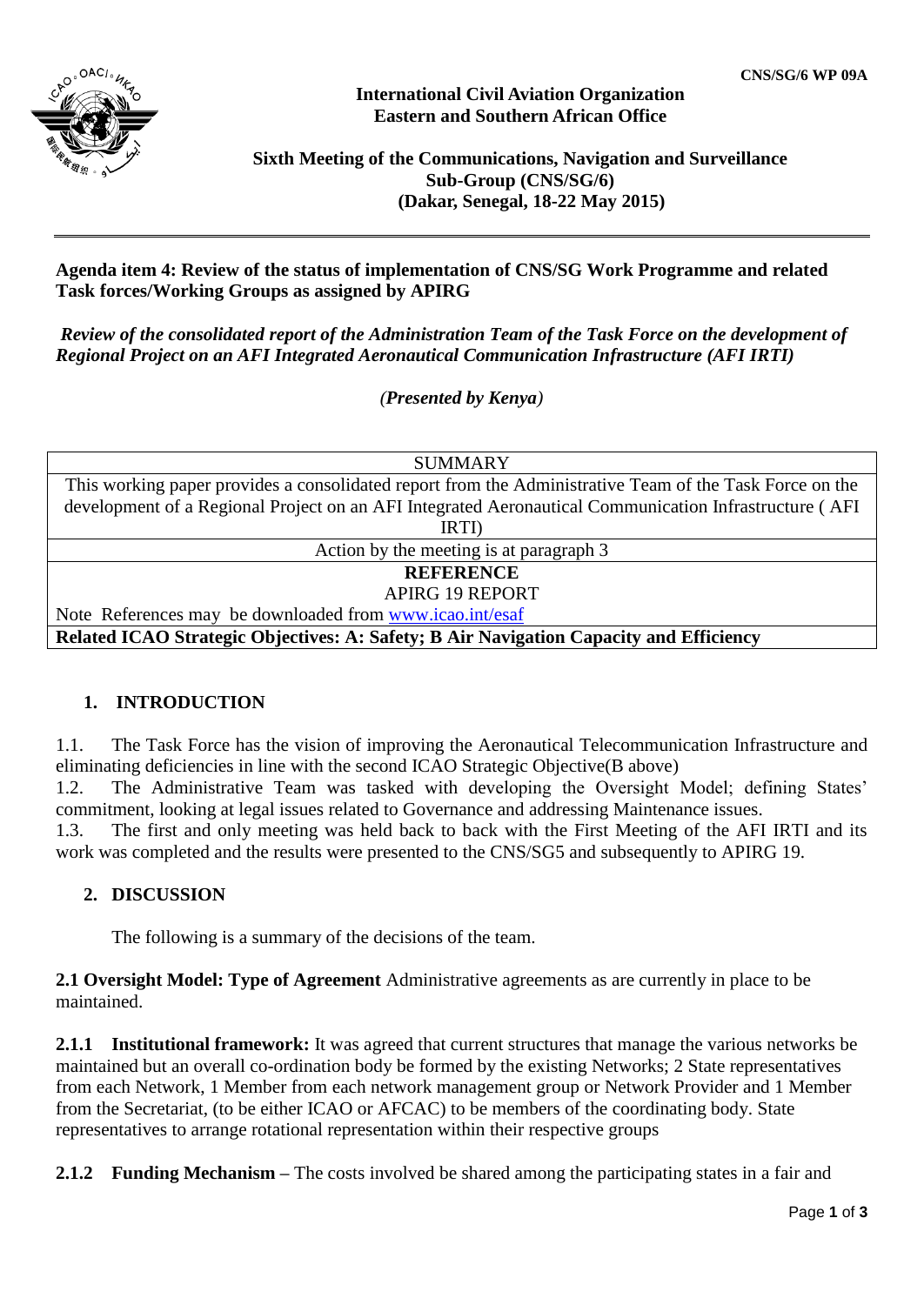CNS/SG/6 WP 09A

**International Civil Aviation Organization**
**Eastern and Southern African Office**

**Sixth Meeting of the Communications, Navigation and Surveillance Sub-Group (CNS/SG/6)**
**(Dakar, Senegal, 18-22 May 2015)**

---

**Agenda item 4: Review of the status of implementation of CNS/SG Work Programme and related Task forces/Working Groups as assigned by APIRG**

***Review of the consolidated report of the Administration Team of the Task Force on the development of Regional Project on an AFI Integrated Aeronautical Communication Infrastructure (AFI IRTI)***

*(**Presented by Kenya**)*

| SUMMARY |
|---|
| This working paper provides a consolidated report from the Administrative Team of the Task Force on the development of a Regional Project on an AFI Integrated Aeronautical Communication Infrastructure ( AFI IRTI) |
| Action by the meeting is at paragraph 3 |
| **REFERENCE**<br>APIRG 19 REPORT<br>Note References may be downloaded from www.icao.int/esaf |
| **Related ICAO Strategic Objectives: A: Safety; B Air Navigation Capacity and Efficiency** |

## 1. INTRODUCTION

1.1. The Task Force has the vision of improving the Aeronautical Telecommunication Infrastructure and eliminating deficiencies in line with the second ICAO Strategic Objective(B above)

1.2. The Administrative Team was tasked with developing the Oversight Model; defining States' commitment, looking at legal issues related to Governance and addressing Maintenance issues.

1.3. The first and only meeting was held back to back with the First Meeting of the AFI IRTI and its work was completed and the results were presented to the CNS/SG5 and subsequently to APIRG 19.

## 2. DISCUSSION

The following is a summary of the decisions of the team.

**2.1 Oversight Model: Type of Agreement** Administrative agreements as are currently in place to be maintained.

**2.1.1 Institutional framework:** It was agreed that current structures that manage the various networks be maintained but an overall co-ordination body be formed by the existing Networks; 2 State representatives from each Network, 1 Member from each network management group or Network Provider and 1 Member from the Secretariat, (to be either ICAO or AFCAC) to be members of the coordinating body. State representatives to arrange rotational representation within their respective groups

**2.1.2 Funding Mechanism –** The costs involved be shared among the participating states in a fair and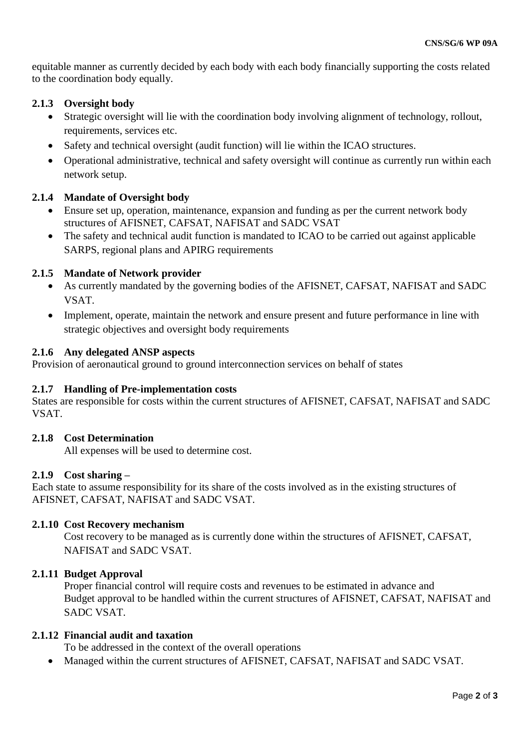equitable manner as currently decided by each body with each body financially supporting the costs related to the coordination body equally.

### 2.1.3 Oversight body

- Strategic oversight will lie with the coordination body involving alignment of technology, rollout, requirements, services etc.
- Safety and technical oversight (audit function) will lie within the ICAO structures.
- Operational administrative, technical and safety oversight will continue as currently run within each network setup.

### 2.1.4 Mandate of Oversight body

- Ensure set up, operation, maintenance, expansion and funding as per the current network body structures of AFISNET, CAFSAT, NAFISAT and SADC VSAT
- The safety and technical audit function is mandated to ICAO to be carried out against applicable SARPS, regional plans and APIRG requirements

### 2.1.5 Mandate of Network provider

- As currently mandated by the governing bodies of the AFISNET, CAFSAT, NAFISAT and SADC VSAT.
- Implement, operate, maintain the network and ensure present and future performance in line with strategic objectives and oversight body requirements

### 2.1.6 Any delegated ANSP aspects

Provision of aeronautical ground to ground interconnection services on behalf of states

### 2.1.7 Handling of Pre-implementation costs

States are responsible for costs within the current structures of AFISNET, CAFSAT, NAFISAT and SADC VSAT.

### 2.1.8 Cost Determination

All expenses will be used to determine cost.

### 2.1.9 Cost sharing –

Each state to assume responsibility for its share of the costs involved as in the existing structures of AFISNET, CAFSAT, NAFISAT and SADC VSAT.

### 2.1.10 Cost Recovery mechanism

Cost recovery to be managed as is currently done within the structures of AFISNET, CAFSAT, NAFISAT and SADC VSAT.

### 2.1.11 Budget Approval

Proper financial control will require costs and revenues to be estimated in advance and Budget approval to be handled within the current structures of AFISNET, CAFSAT, NAFISAT and SADC VSAT.

### 2.1.12 Financial audit and taxation

To be addressed in the context of the overall operations

- Managed within the current structures of AFISNET, CAFSAT, NAFISAT and SADC VSAT.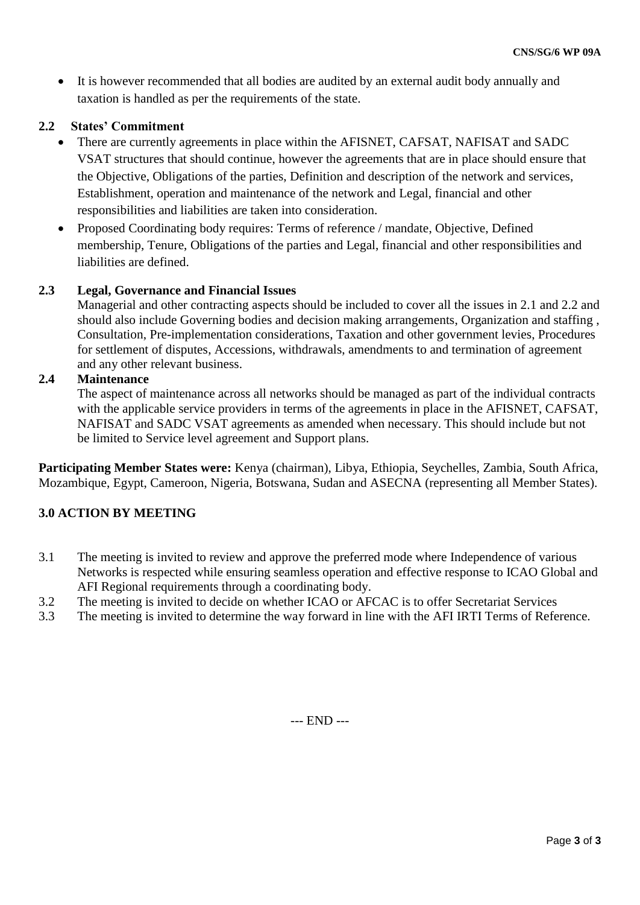- It is however recommended that all bodies are audited by an external audit body annually and taxation is handled as per the requirements of the state.

### 2.2 States' Commitment

- There are currently agreements in place within the AFISNET, CAFSAT, NAFISAT and SADC VSAT structures that should continue, however the agreements that are in place should ensure that the Objective, Obligations of the parties, Definition and description of the network and services, Establishment, operation and maintenance of the network and Legal, financial and other responsibilities and liabilities are taken into consideration.
- Proposed Coordinating body requires: Terms of reference / mandate, Objective, Defined membership, Tenure, Obligations of the parties and Legal, financial and other responsibilities and liabilities are defined.

### 2.3 Legal, Governance and Financial Issues

Managerial and other contracting aspects should be included to cover all the issues in 2.1 and 2.2 and should also include Governing bodies and decision making arrangements, Organization and staffing , Consultation, Pre-implementation considerations, Taxation and other government levies, Procedures for settlement of disputes, Accessions, withdrawals, amendments to and termination of agreement and any other relevant business.

### 2.4 Maintenance

The aspect of maintenance across all networks should be managed as part of the individual contracts with the applicable service providers in terms of the agreements in place in the AFISNET, CAFSAT, NAFISAT and SADC VSAT agreements as amended when necessary. This should include but not be limited to Service level agreement and Support plans.

**Participating Member States were:** Kenya (chairman), Libya, Ethiopia, Seychelles, Zambia, South Africa, Mozambique, Egypt, Cameroon, Nigeria, Botswana, Sudan and ASECNA (representing all Member States).

## 3.0 ACTION BY MEETING

3.1 The meeting is invited to review and approve the preferred mode where Independence of various Networks is respected while ensuring seamless operation and effective response to ICAO Global and AFI Regional requirements through a coordinating body.

3.2 The meeting is invited to decide on whether ICAO or AFCAC is to offer Secretariat Services

3.3 The meeting is invited to determine the way forward in line with the AFI IRTI Terms of Reference.

--- END ---